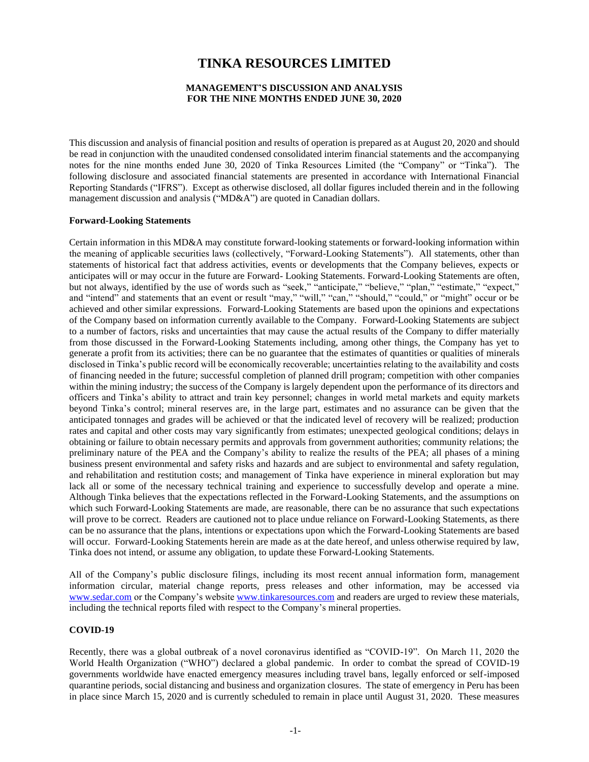# TINKA RESOURCES LIMITED

### MANAGEMENT'S DISCUSSION AND ANALYSIS
### FOR THE NINE MONTHS ENDED JUNE 30, 2020

This discussion and analysis of financial position and results of operation is prepared as at August 20, 2020 and should be read in conjunction with the unaudited condensed consolidated interim financial statements and the accompanying notes for the nine months ended June 30, 2020 of Tinka Resources Limited (the "Company" or "Tinka"). The following disclosure and associated financial statements are presented in accordance with International Financial Reporting Standards ("IFRS"). Except as otherwise disclosed, all dollar figures included therein and in the following management discussion and analysis ("MD&A") are quoted in Canadian dollars.

**Forward-Looking Statements**

Certain information in this MD&A may constitute forward-looking statements or forward-looking information within the meaning of applicable securities laws (collectively, "Forward-Looking Statements"). All statements, other than statements of historical fact that address activities, events or developments that the Company believes, expects or anticipates will or may occur in the future are Forward- Looking Statements. Forward-Looking Statements are often, but not always, identified by the use of words such as "seek," "anticipate," "believe," "plan," "estimate," "expect," and "intend" and statements that an event or result "may," "will," "can," "should," "could," or "might" occur or be achieved and other similar expressions. Forward-Looking Statements are based upon the opinions and expectations of the Company based on information currently available to the Company. Forward-Looking Statements are subject to a number of factors, risks and uncertainties that may cause the actual results of the Company to differ materially from those discussed in the Forward-Looking Statements including, among other things, the Company has yet to generate a profit from its activities; there can be no guarantee that the estimates of quantities or qualities of minerals disclosed in Tinka's public record will be economically recoverable; uncertainties relating to the availability and costs of financing needed in the future; successful completion of planned drill program; competition with other companies within the mining industry; the success of the Company is largely dependent upon the performance of its directors and officers and Tinka's ability to attract and train key personnel; changes in world metal markets and equity markets beyond Tinka's control; mineral reserves are, in the large part, estimates and no assurance can be given that the anticipated tonnages and grades will be achieved or that the indicated level of recovery will be realized; production rates and capital and other costs may vary significantly from estimates; unexpected geological conditions; delays in obtaining or failure to obtain necessary permits and approvals from government authorities; community relations; the preliminary nature of the PEA and the Company's ability to realize the results of the PEA; all phases of a mining business present environmental and safety risks and hazards and are subject to environmental and safety regulation, and rehabilitation and restitution costs; and management of Tinka have experience in mineral exploration but may lack all or some of the necessary technical training and experience to successfully develop and operate a mine. Although Tinka believes that the expectations reflected in the Forward-Looking Statements, and the assumptions on which such Forward-Looking Statements are made, are reasonable, there can be no assurance that such expectations will prove to be correct. Readers are cautioned not to place undue reliance on Forward-Looking Statements, as there can be no assurance that the plans, intentions or expectations upon which the Forward-Looking Statements are based will occur. Forward-Looking Statements herein are made as at the date hereof, and unless otherwise required by law, Tinka does not intend, or assume any obligation, to update these Forward-Looking Statements.

All of the Company's public disclosure filings, including its most recent annual information form, management information circular, material change reports, press releases and other information, may be accessed via www.sedar.com or the Company's website www.tinkaresources.com and readers are urged to review these materials, including the technical reports filed with respect to the Company's mineral properties.

**COVID-19**

Recently, there was a global outbreak of a novel coronavirus identified as "COVID-19". On March 11, 2020 the World Health Organization ("WHO") declared a global pandemic. In order to combat the spread of COVID-19 governments worldwide have enacted emergency measures including travel bans, legally enforced or self-imposed quarantine periods, social distancing and business and organization closures. The state of emergency in Peru has been in place since March 15, 2020 and is currently scheduled to remain in place until August 31, 2020. These measures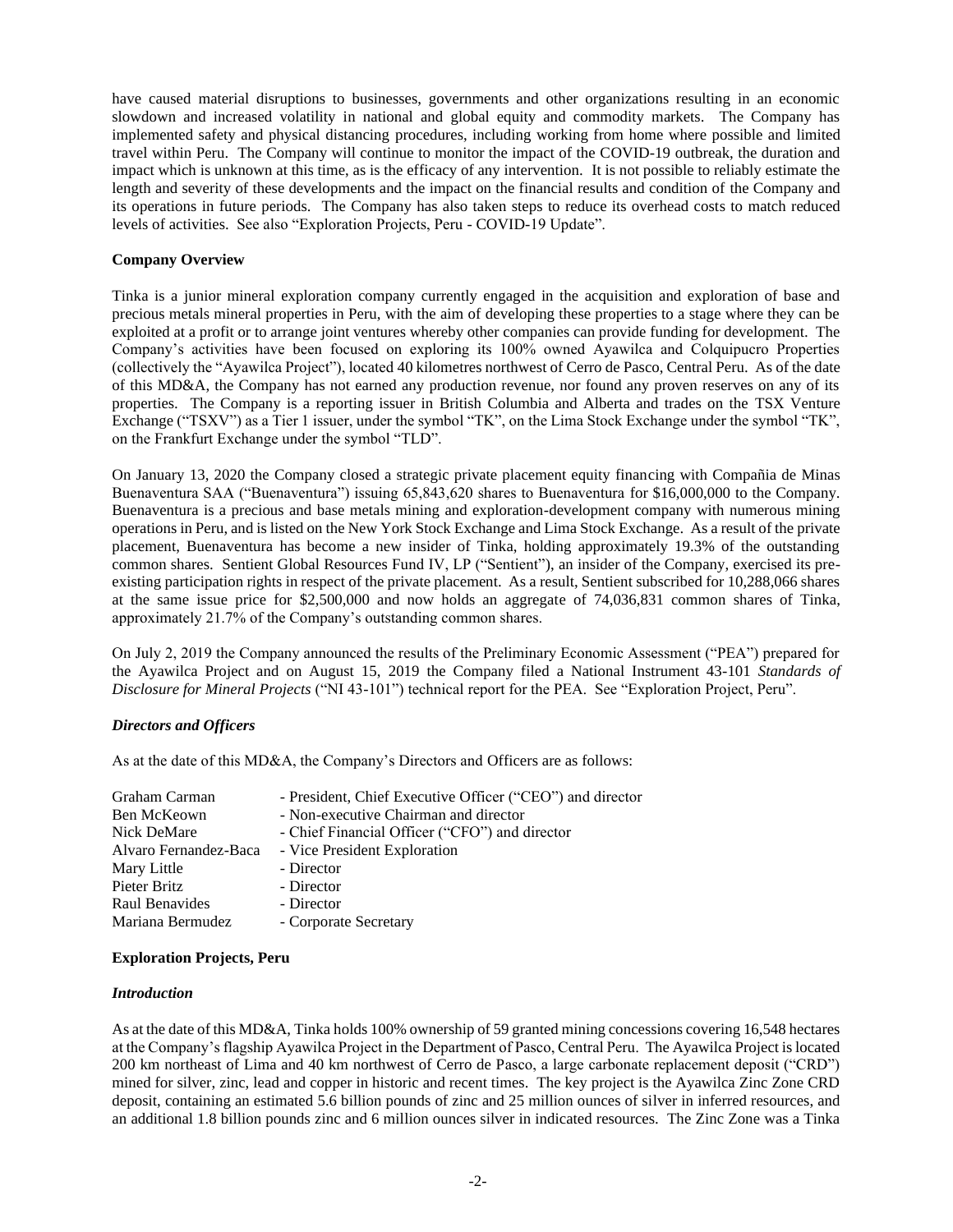have caused material disruptions to businesses, governments and other organizations resulting in an economic slowdown and increased volatility in national and global equity and commodity markets. The Company has implemented safety and physical distancing procedures, including working from home where possible and limited travel within Peru. The Company will continue to monitor the impact of the COVID-19 outbreak, the duration and impact which is unknown at this time, as is the efficacy of any intervention. It is not possible to reliably estimate the length and severity of these developments and the impact on the financial results and condition of the Company and its operations in future periods. The Company has also taken steps to reduce its overhead costs to match reduced levels of activities. See also "Exploration Projects, Peru - COVID-19 Update".

**Company Overview**

Tinka is a junior mineral exploration company currently engaged in the acquisition and exploration of base and precious metals mineral properties in Peru, with the aim of developing these properties to a stage where they can be exploited at a profit or to arrange joint ventures whereby other companies can provide funding for development. The Company's activities have been focused on exploring its 100% owned Ayawilca and Colquipucro Properties (collectively the "Ayawilca Project"), located 40 kilometres northwest of Cerro de Pasco, Central Peru. As of the date of this MD&A, the Company has not earned any production revenue, nor found any proven reserves on any of its properties. The Company is a reporting issuer in British Columbia and Alberta and trades on the TSX Venture Exchange ("TSXV") as a Tier 1 issuer, under the symbol "TK", on the Lima Stock Exchange under the symbol "TK", on the Frankfurt Exchange under the symbol "TLD".

On January 13, 2020 the Company closed a strategic private placement equity financing with Compañia de Minas Buenaventura SAA ("Buenaventura") issuing 65,843,620 shares to Buenaventura for $16,000,000 to the Company. Buenaventura is a precious and base metals mining and exploration-development company with numerous mining operations in Peru, and is listed on the New York Stock Exchange and Lima Stock Exchange. As a result of the private placement, Buenaventura has become a new insider of Tinka, holding approximately 19.3% of the outstanding common shares. Sentient Global Resources Fund IV, LP ("Sentient"), an insider of the Company, exercised its pre-existing participation rights in respect of the private placement. As a result, Sentient subscribed for 10,288,066 shares at the same issue price for $2,500,000 and now holds an aggregate of 74,036,831 common shares of Tinka, approximately 21.7% of the Company's outstanding common shares.

On July 2, 2019 the Company announced the results of the Preliminary Economic Assessment ("PEA") prepared for the Ayawilca Project and on August 15, 2019 the Company filed a National Instrument 43-101 *Standards of Disclosure for Mineral Projects* ("NI 43-101") technical report for the PEA. See "Exploration Project, Peru".

***Directors and Officers***

As at the date of this MD&A, the Company's Directors and Officers are as follows:

| | |
|---|---|
| Graham Carman | - President, Chief Executive Officer ("CEO") and director |
| Ben McKeown | - Non-executive Chairman and director |
| Nick DeMare | - Chief Financial Officer ("CFO") and director |
| Alvaro Fernandez-Baca | - Vice President Exploration |
| Mary Little | - Director |
| Pieter Britz | - Director |
| Raul Benavides | - Director |
| Mariana Bermudez | - Corporate Secretary |

**Exploration Projects, Peru**

***Introduction***

As at the date of this MD&A, Tinka holds 100% ownership of 59 granted mining concessions covering 16,548 hectares at the Company's flagship Ayawilca Project in the Department of Pasco, Central Peru. The Ayawilca Project is located 200 km northeast of Lima and 40 km northwest of Cerro de Pasco, a large carbonate replacement deposit ("CRD") mined for silver, zinc, lead and copper in historic and recent times. The key project is the Ayawilca Zinc Zone CRD deposit, containing an estimated 5.6 billion pounds of zinc and 25 million ounces of silver in inferred resources, and an additional 1.8 billion pounds zinc and 6 million ounces silver in indicated resources. The Zinc Zone was a Tinka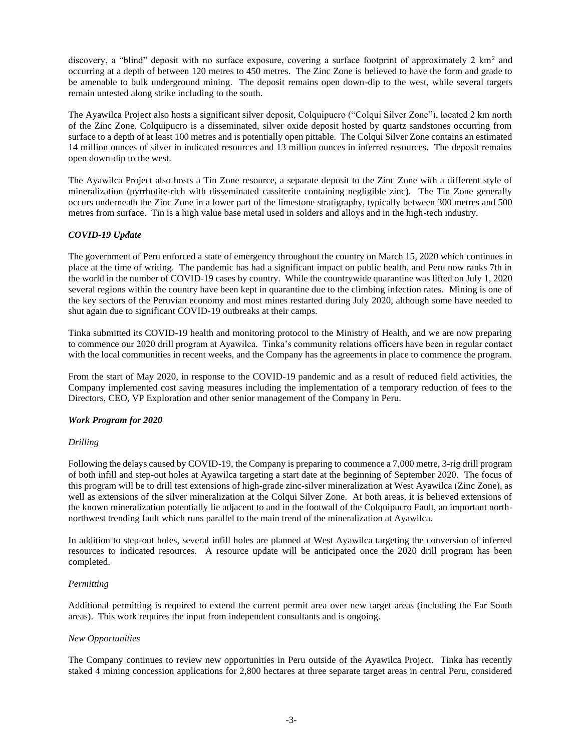discovery, a "blind" deposit with no surface exposure, covering a surface footprint of approximately 2 $km^2$ and occurring at a depth of between 120 metres to 450 metres. The Zinc Zone is believed to have the form and grade to be amenable to bulk underground mining. The deposit remains open down-dip to the west, while several targets remain untested along strike including to the south.

The Ayawilca Project also hosts a significant silver deposit, Colquipucro ("Colqui Silver Zone"), located 2 km north of the Zinc Zone. Colquipucro is a disseminated, silver oxide deposit hosted by quartz sandstones occurring from surface to a depth of at least 100 metres and is potentially open pittable. The Colqui Silver Zone contains an estimated 14 million ounces of silver in indicated resources and 13 million ounces in inferred resources. The deposit remains open down-dip to the west.

The Ayawilca Project also hosts a Tin Zone resource, a separate deposit to the Zinc Zone with a different style of mineralization (pyrrhotite-rich with disseminated cassiterite containing negligible zinc). The Tin Zone generally occurs underneath the Zinc Zone in a lower part of the limestone stratigraphy, typically between 300 metres and 500 metres from surface. Tin is a high value base metal used in solders and alloys and in the high-tech industry.

### *COVID-19 Update*

The government of Peru enforced a state of emergency throughout the country on March 15, 2020 which continues in place at the time of writing. The pandemic has had a significant impact on public health, and Peru now ranks 7th in the world in the number of COVID-19 cases by country. While the countrywide quarantine was lifted on July 1, 2020 several regions within the country have been kept in quarantine due to the climbing infection rates. Mining is one of the key sectors of the Peruvian economy and most mines restarted during July 2020, although some have needed to shut again due to significant COVID-19 outbreaks at their camps.

Tinka submitted its COVID-19 health and monitoring protocol to the Ministry of Health, and we are now preparing to commence our 2020 drill program at Ayawilca. Tinka's community relations officers have been in regular contact with the local communities in recent weeks, and the Company has the agreements in place to commence the program.

From the start of May 2020, in response to the COVID-19 pandemic and as a result of reduced field activities, the Company implemented cost saving measures including the implementation of a temporary reduction of fees to the Directors, CEO, VP Exploration and other senior management of the Company in Peru.

### *Work Program for 2020*

#### *Drilling*

Following the delays caused by COVID-19, the Company is preparing to commence a 7,000 metre, 3-rig drill program of both infill and step-out holes at Ayawilca targeting a start date at the beginning of September 2020. The focus of this program will be to drill test extensions of high-grade zinc-silver mineralization at West Ayawilca (Zinc Zone), as well as extensions of the silver mineralization at the Colqui Silver Zone. At both areas, it is believed extensions of the known mineralization potentially lie adjacent to and in the footwall of the Colquipucro Fault, an important north-northwest trending fault which runs parallel to the main trend of the mineralization at Ayawilca.

In addition to step-out holes, several infill holes are planned at West Ayawilca targeting the conversion of inferred resources to indicated resources. A resource update will be anticipated once the 2020 drill program has been completed.

#### *Permitting*

Additional permitting is required to extend the current permit area over new target areas (including the Far South areas). This work requires the input from independent consultants and is ongoing.

#### *New Opportunities*

The Company continues to review new opportunities in Peru outside of the Ayawilca Project. Tinka has recently staked 4 mining concession applications for 2,800 hectares at three separate target areas in central Peru, considered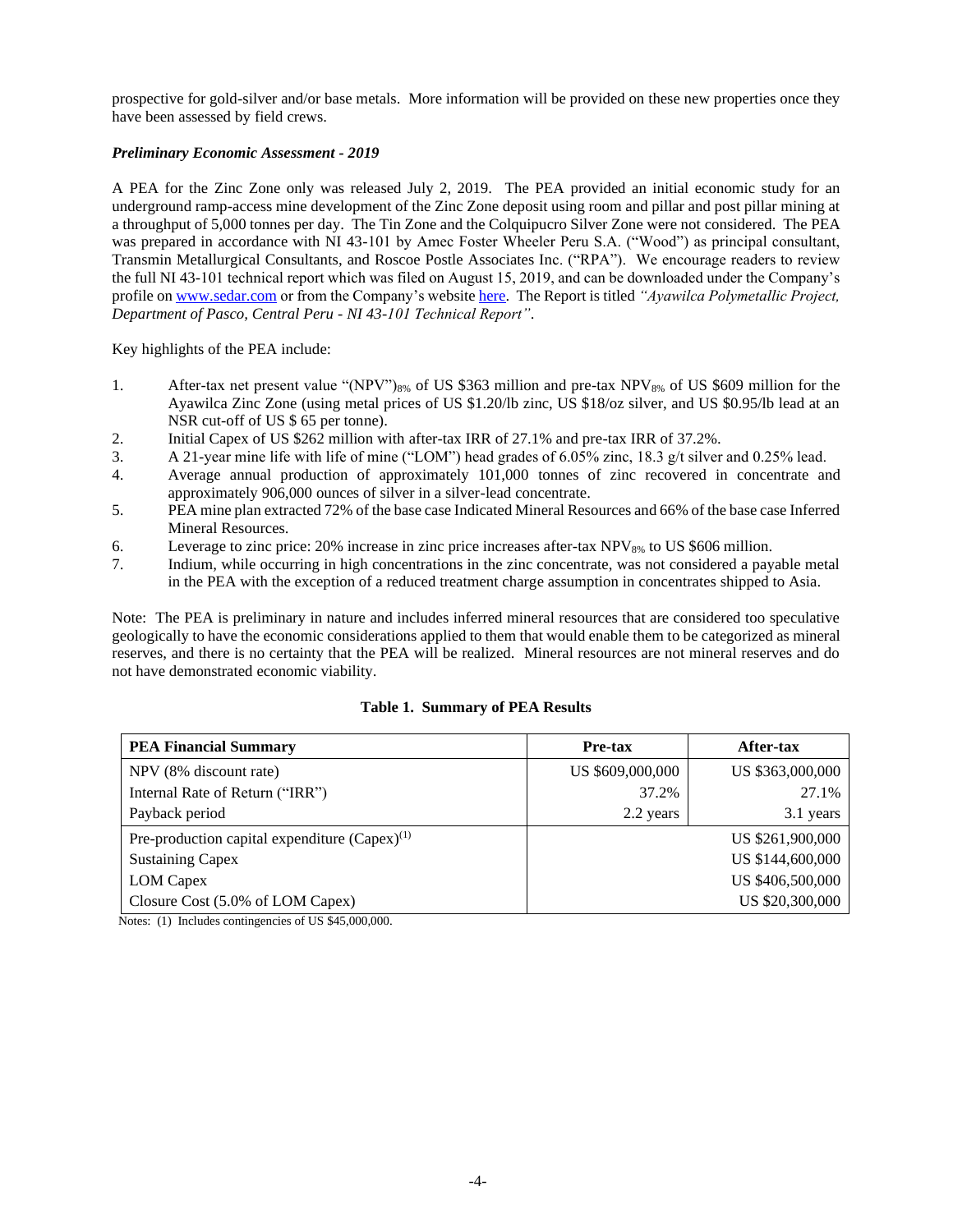prospective for gold-silver and/or base metals. More information will be provided on these new properties once they have been assessed by field crews.

***Preliminary Economic Assessment - 2019***

A PEA for the Zinc Zone only was released July 2, 2019. The PEA provided an initial economic study for an underground ramp-access mine development of the Zinc Zone deposit using room and pillar and post pillar mining at a throughput of 5,000 tonnes per day. The Tin Zone and the Colquipucro Silver Zone were not considered. The PEA was prepared in accordance with NI 43-101 by Amec Foster Wheeler Peru S.A. ("Wood") as principal consultant, Transmin Metallurgical Consultants, and Roscoe Postle Associates Inc. ("RPA"). We encourage readers to review the full NI 43-101 technical report which was filed on August 15, 2019, and can be downloaded under the Company's profile on www.sedar.com or from the Company's website here. The Report is titled *"Ayawilca Polymetallic Project, Department of Pasco, Central Peru - NI 43-101 Technical Report"*.

Key highlights of the PEA include:

1. After-tax net present value "(NPV")$_{8\%}$ of US \$363 million and pre-tax NPV$_{8\%}$ of US \$609 million for the Ayawilca Zinc Zone (using metal prices of US \$1.20/lb zinc, US \$18/oz silver, and US \$0.95/lb lead at an NSR cut-off of US \$ 65 per tonne).
2. Initial Capex of US \$262 million with after-tax IRR of 27.1% and pre-tax IRR of 37.2%.
3. A 21-year mine life with life of mine ("LOM") head grades of 6.05% zinc, 18.3 g/t silver and 0.25% lead.
4. Average annual production of approximately 101,000 tonnes of zinc recovered in concentrate and approximately 906,000 ounces of silver in a silver-lead concentrate.
5. PEA mine plan extracted 72% of the base case Indicated Mineral Resources and 66% of the base case Inferred Mineral Resources.
6. Leverage to zinc price: 20% increase in zinc price increases after-tax NPV$_{8\%}$ to US \$606 million.
7. Indium, while occurring in high concentrations in the zinc concentrate, was not considered a payable metal in the PEA with the exception of a reduced treatment charge assumption in concentrates shipped to Asia.

Note: The PEA is preliminary in nature and includes inferred mineral resources that are considered too speculative geologically to have the economic considerations applied to them that would enable them to be categorized as mineral reserves, and there is no certainty that the PEA will be realized. Mineral resources are not mineral reserves and do not have demonstrated economic viability.

**Table 1. Summary of PEA Results**

| PEA Financial Summary | Pre-tax | After-tax |
|---|---|---|
| NPV (8% discount rate) | US \$609,000,000 | US \$363,000,000 |
| Internal Rate of Return ("IRR") | 37.2% | 27.1% |
| Payback period | 2.2 years | 3.1 years |
| Pre-production capital expenditure (Capex)(1) | | US \$261,900,000 |
| Sustaining Capex | | US \$144,600,000 |
| LOM Capex | | US \$406,500,000 |
| Closure Cost (5.0% of LOM Capex) | | US \$20,300,000 |

Notes: (1) Includes contingencies of US \$45,000,000.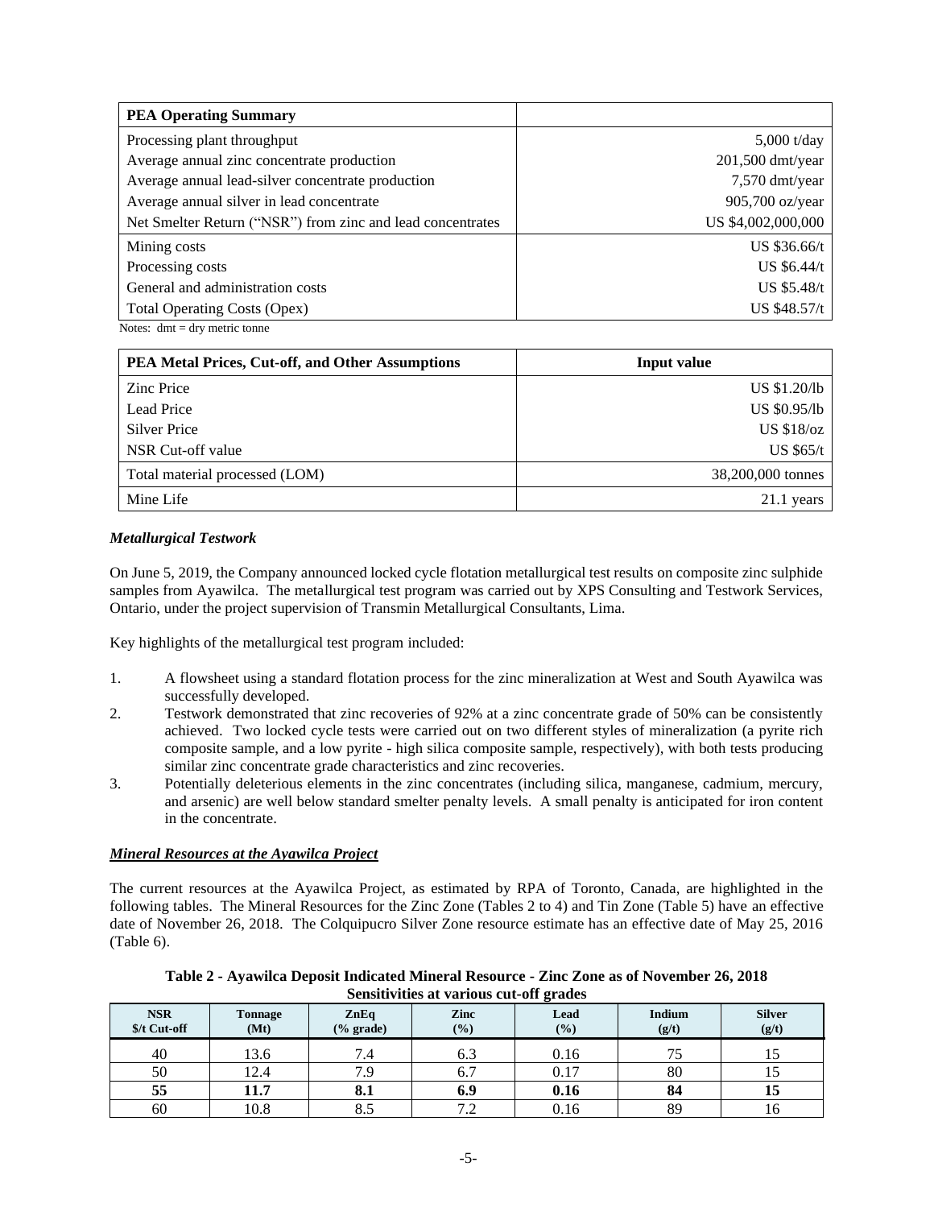| PEA Operating Summary | |
|---|---|
| Processing plant throughput | 5,000 t/day |
| Average annual zinc concentrate production | 201,500 dmt/year |
| Average annual lead-silver concentrate production | 7,570 dmt/year |
| Average annual silver in lead concentrate | 905,700 oz/year |
| Net Smelter Return ("NSR") from zinc and lead concentrates | US $4,002,000,000 |
| Mining costs | US $36.66/t |
| Processing costs | US $6.44/t |
| General and administration costs | US $5.48/t |
| Total Operating Costs (Opex) | US $48.57/t |

Notes: dmt = dry metric tonne

| PEA Metal Prices, Cut-off, and Other Assumptions | Input value |
|---|---|
| Zinc Price | US $1.20/lb |
| Lead Price | US $0.95/lb |
| Silver Price | US $18/oz |
| NSR Cut-off value | US $65/t |
| Total material processed (LOM) | 38,200,000 tonnes |
| Mine Life | 21.1 years |

***Metallurgical Testwork***

On June 5, 2019, the Company announced locked cycle flotation metallurgical test results on composite zinc sulphide samples from Ayawilca. The metallurgical test program was carried out by XPS Consulting and Testwork Services, Ontario, under the project supervision of Transmin Metallurgical Consultants, Lima.

Key highlights of the metallurgical test program included:

1. A flowsheet using a standard flotation process for the zinc mineralization at West and South Ayawilca was successfully developed.
2. Testwork demonstrated that zinc recoveries of 92% at a zinc concentrate grade of 50% can be consistently achieved. Two locked cycle tests were carried out on two different styles of mineralization (a pyrite rich composite sample, and a low pyrite - high silica composite sample, respectively), with both tests producing similar zinc concentrate grade characteristics and zinc recoveries.
3. Potentially deleterious elements in the zinc concentrates (including silica, manganese, cadmium, mercury, and arsenic) are well below standard smelter penalty levels. A small penalty is anticipated for iron content in the concentrate.

***Mineral Resources at the Ayawilca Project***

The current resources at the Ayawilca Project, as estimated by RPA of Toronto, Canada, are highlighted in the following tables. The Mineral Resources for the Zinc Zone (Tables 2 to 4) and Tin Zone (Table 5) have an effective date of November 26, 2018. The Colquipucro Silver Zone resource estimate has an effective date of May 25, 2016 (Table 6).

**Table 2 - Ayawilca Deposit Indicated Mineral Resource - Zinc Zone as of November 26, 2018**
**Sensitivities at various cut-off grades**

| NSR $/t Cut-off | Tonnage (Mt) | ZnEq (% grade) | Zinc (%) | Lead (%) | Indium (g/t) | Silver (g/t) |
|---|---|---|---|---|---|---|
| 40 | 13.6 | 7.4 | 6.3 | 0.16 | 75 | 15 |
| 50 | 12.4 | 7.9 | 6.7 | 0.17 | 80 | 15 |
| **55** | **11.7** | **8.1** | **6.9** | **0.16** | **84** | **15** |
| 60 | 10.8 | 8.5 | 7.2 | 0.16 | 89 | 16 |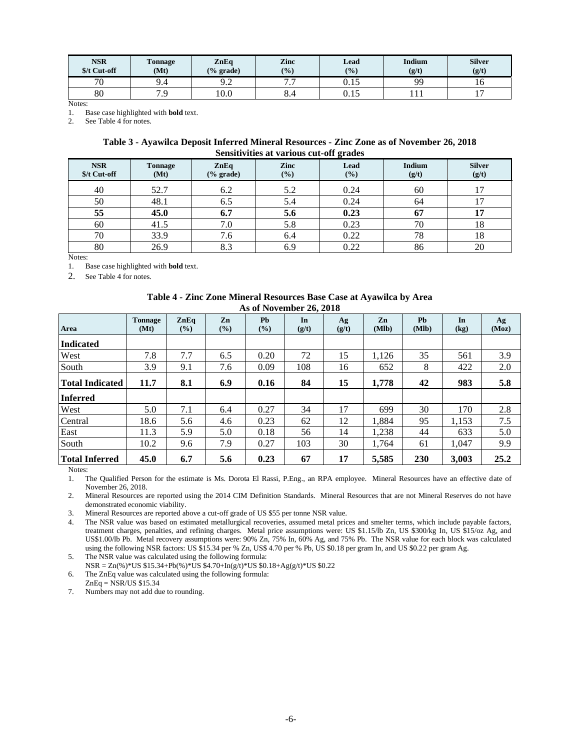| NSR \$/t Cut-off | Tonnage (Mt) | ZnEq (% grade) | Zinc (%) | Lead (%) | Indium (g/t) | Silver (g/t) |
|---|---|---|---|---|---|---|
| 70 | 9.4 | 9.2 | 7.7 | 0.15 | 99 | 16 |
| 80 | 7.9 | 10.0 | 8.4 | 0.15 | 111 | 17 |

Notes:

1. Base case highlighted with **bold** text.
2. See Table 4 for notes.

**Table 3 - Ayawilca Deposit Inferred Mineral Resources - Zinc Zone as of November 26, 2018 Sensitivities at various cut-off grades**

| NSR \$/t Cut-off | Tonnage (Mt) | ZnEq (% grade) | Zinc (%) | Lead (%) | Indium (g/t) | Silver (g/t) |
|---|---|---|---|---|---|---|
| 40 | 52.7 | 6.2 | 5.2 | 0.24 | 60 | 17 |
| 50 | 48.1 | 6.5 | 5.4 | 0.24 | 64 | 17 |
| **55** | **45.0** | **6.7** | **5.6** | **0.23** | **67** | **17** |
| 60 | 41.5 | 7.0 | 5.8 | 0.23 | 70 | 18 |
| 70 | 33.9 | 7.6 | 6.4 | 0.22 | 78 | 18 |
| 80 | 26.9 | 8.3 | 6.9 | 0.22 | 86 | 20 |

Notes:

1. Base case highlighted with **bold** text.
2. See Table 4 for notes.

**Table 4 - Zinc Zone Mineral Resources Base Case at Ayawilca by Area As of November 26, 2018**

| Area | Tonnage (Mt) | ZnEq (%) | Zn (%) | Pb (%) | In (g/t) | Ag (g/t) | Zn (Mlb) | Pb (Mlb) | In (kg) | Ag (Moz) |
|---|---|---|---|---|---|---|---|---|---|---|
| **Indicated** | | | | | | | | | | |
| West | 7.8 | 7.7 | 6.5 | 0.20 | 72 | 15 | 1,126 | 35 | 561 | 3.9 |
| South | 3.9 | 9.1 | 7.6 | 0.09 | 108 | 16 | 652 | 8 | 422 | 2.0 |
| **Total Indicated** | **11.7** | **8.1** | **6.9** | **0.16** | **84** | **15** | **1,778** | **42** | **983** | **5.8** |
| **Inferred** | | | | | | | | | | |
| West | 5.0 | 7.1 | 6.4 | 0.27 | 34 | 17 | 699 | 30 | 170 | 2.8 |
| Central | 18.6 | 5.6 | 4.6 | 0.23 | 62 | 12 | 1,884 | 95 | 1,153 | 7.5 |
| East | 11.3 | 5.9 | 5.0 | 0.18 | 56 | 14 | 1,238 | 44 | 633 | 5.0 |
| South | 10.2 | 9.6 | 7.9 | 0.27 | 103 | 30 | 1,764 | 61 | 1,047 | 9.9 |
| **Total Inferred** | **45.0** | **6.7** | **5.6** | **0.23** | **67** | **17** | **5,585** | **230** | **3,003** | **25.2** |

Notes:

1. The Qualified Person for the estimate is Ms. Dorota El Rassi, P.Eng., an RPA employee. Mineral Resources have an effective date of November 26, 2018.
2. Mineral Resources are reported using the 2014 CIM Definition Standards. Mineral Resources that are not Mineral Reserves do not have demonstrated economic viability.
3. Mineral Resources are reported above a cut-off grade of US \$55 per tonne NSR value.
4. The NSR value was based on estimated metallurgical recoveries, assumed metal prices and smelter terms, which include payable factors, treatment charges, penalties, and refining charges. Metal price assumptions were: US \$1.15/lb Zn, US \$300/kg In, US \$15/oz Ag, and US\$1.00/lb Pb. Metal recovery assumptions were: 90% Zn, 75% In, 60% Ag, and 75% Pb. The NSR value for each block was calculated using the following NSR factors: US \$15.34 per % Zn, US\$ 4.70 per % Pb, US \$0.18 per gram In, and US \$0.22 per gram Ag.
5. The NSR value was calculated using the following formula:
   NSR = Zn(%)*US \$15.34+Pb(%)*US \$4.70+In(g/t)*US \$0.18+Ag(g/t)*US \$0.22
6. The ZnEq value was calculated using the following formula:
   ZnEq = NSR/US \$15.34
7. Numbers may not add due to rounding.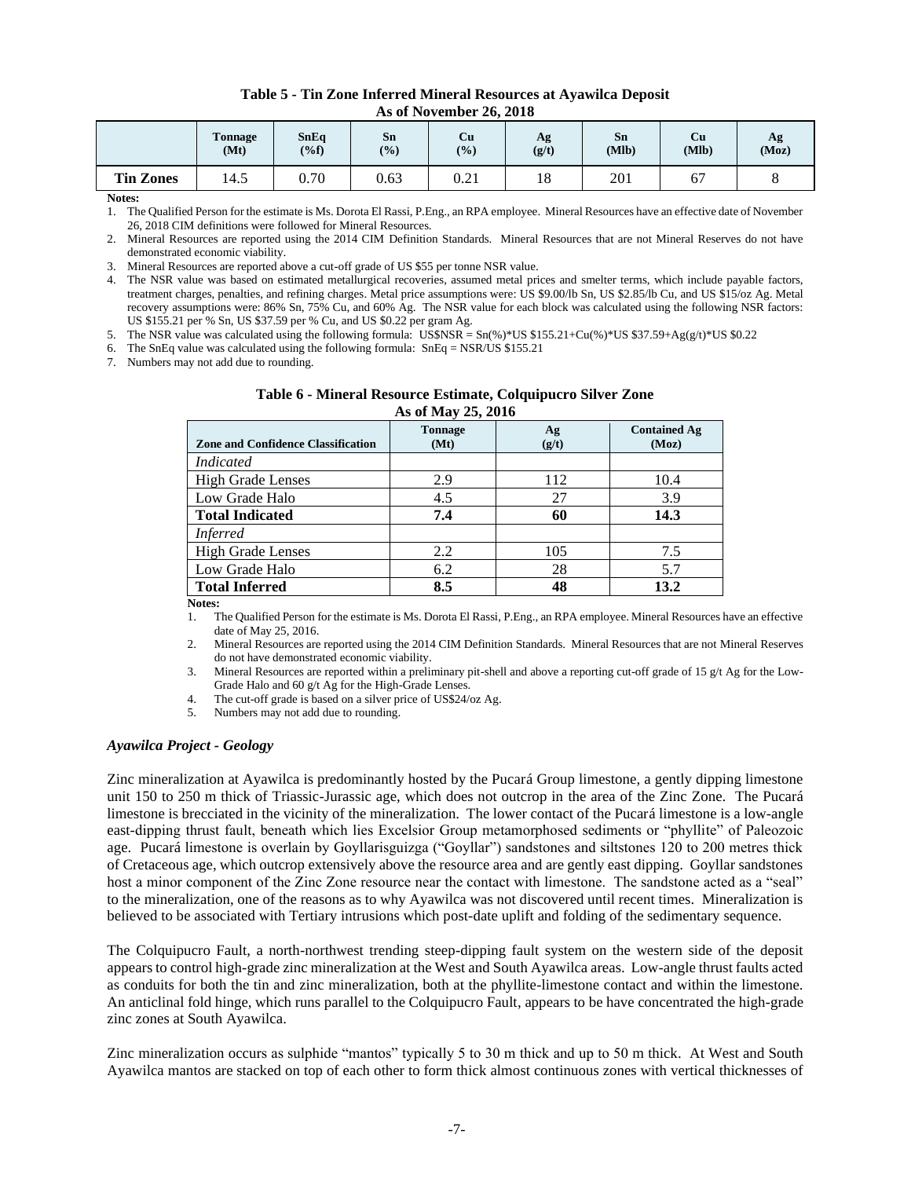**Table 5 - Tin Zone Inferred Mineral Resources at Ayawilca Deposit**
**As of November 26, 2018**

| | Tonnage (Mt) | SnEq (%f) | Sn (%) | Cu (%) | Ag (g/t) | Sn (Mlb) | Cu (Mlb) | Ag (Moz) |
|---|---|---|---|---|---|---|---|---|
| **Tin Zones** | 14.5 | 0.70 | 0.63 | 0.21 | 18 | 201 | 67 | 8 |

**Notes:**

1. The Qualified Person for the estimate is Ms. Dorota El Rassi, P.Eng., an RPA employee. Mineral Resources have an effective date of November 26, 2018 CIM definitions were followed for Mineral Resources.
2. Mineral Resources are reported using the 2014 CIM Definition Standards. Mineral Resources that are not Mineral Reserves do not have demonstrated economic viability.
3. Mineral Resources are reported above a cut-off grade of US $55 per tonne NSR value.
4. The NSR value was based on estimated metallurgical recoveries, assumed metal prices and smelter terms, which include payable factors, treatment charges, penalties, and refining charges. Metal price assumptions were: US $9.00/lb Sn, US $2.85/lb Cu, and US $15/oz Ag. Metal recovery assumptions were: 86% Sn, 75% Cu, and 60% Ag. The NSR value for each block was calculated using the following NSR factors: US $155.21 per % Sn, US $37.59 per % Cu, and US $0.22 per gram Ag.
5. The NSR value was calculated using the following formula: US$NSR = Sn(%)*US $155.21+Cu(%)*US $37.59+Ag(g/t)*US $0.22
6. The SnEq value was calculated using the following formula: SnEq = NSR/US $155.21
7. Numbers may not add due to rounding.

**Table 6 - Mineral Resource Estimate, Colquipucro Silver Zone**
**As of May 25, 2016**

| Zone and Confidence Classification | Tonnage (Mt) | Ag (g/t) | Contained Ag (Moz) |
|---|---|---|---|
| *Indicated* | | | |
| High Grade Lenses | 2.9 | 112 | 10.4 |
| Low Grade Halo | 4.5 | 27 | 3.9 |
| **Total Indicated** | **7.4** | **60** | **14.3** |
| *Inferred* | | | |
| High Grade Lenses | 2.2 | 105 | 7.5 |
| Low Grade Halo | 6.2 | 28 | 5.7 |
| **Total Inferred** | **8.5** | **48** | **13.2** |

**Notes:**

1. The Qualified Person for the estimate is Ms. Dorota El Rassi, P.Eng., an RPA employee. Mineral Resources have an effective date of May 25, 2016.
2. Mineral Resources are reported using the 2014 CIM Definition Standards. Mineral Resources that are not Mineral Reserves do not have demonstrated economic viability.
3. Mineral Resources are reported within a preliminary pit-shell and above a reporting cut-off grade of 15 g/t Ag for the Low-Grade Halo and 60 g/t Ag for the High-Grade Lenses.
4. The cut-off grade is based on a silver price of US$24/oz Ag.
5. Numbers may not add due to rounding.

### *Ayawilca Project - Geology*

Zinc mineralization at Ayawilca is predominantly hosted by the Pucará Group limestone, a gently dipping limestone unit 150 to 250 m thick of Triassic-Jurassic age, which does not outcrop in the area of the Zinc Zone. The Pucará limestone is brecciated in the vicinity of the mineralization. The lower contact of the Pucará limestone is a low-angle east-dipping thrust fault, beneath which lies Excelsior Group metamorphosed sediments or "phyllite" of Paleozoic age. Pucará limestone is overlain by Goyllarisguizga ("Goyllar") sandstones and siltstones 120 to 200 metres thick of Cretaceous age, which outcrop extensively above the resource area and are gently east dipping. Goyllar sandstones host a minor component of the Zinc Zone resource near the contact with limestone. The sandstone acted as a "seal" to the mineralization, one of the reasons as to why Ayawilca was not discovered until recent times. Mineralization is believed to be associated with Tertiary intrusions which post-date uplift and folding of the sedimentary sequence.

The Colquipucro Fault, a north-northwest trending steep-dipping fault system on the western side of the deposit appears to control high-grade zinc mineralization at the West and South Ayawilca areas. Low-angle thrust faults acted as conduits for both the tin and zinc mineralization, both at the phyllite-limestone contact and within the limestone. An anticlinal fold hinge, which runs parallel to the Colquipucro Fault, appears to be have concentrated the high-grade zinc zones at South Ayawilca.

Zinc mineralization occurs as sulphide "mantos" typically 5 to 30 m thick and up to 50 m thick. At West and South Ayawilca mantos are stacked on top of each other to form thick almost continuous zones with vertical thicknesses of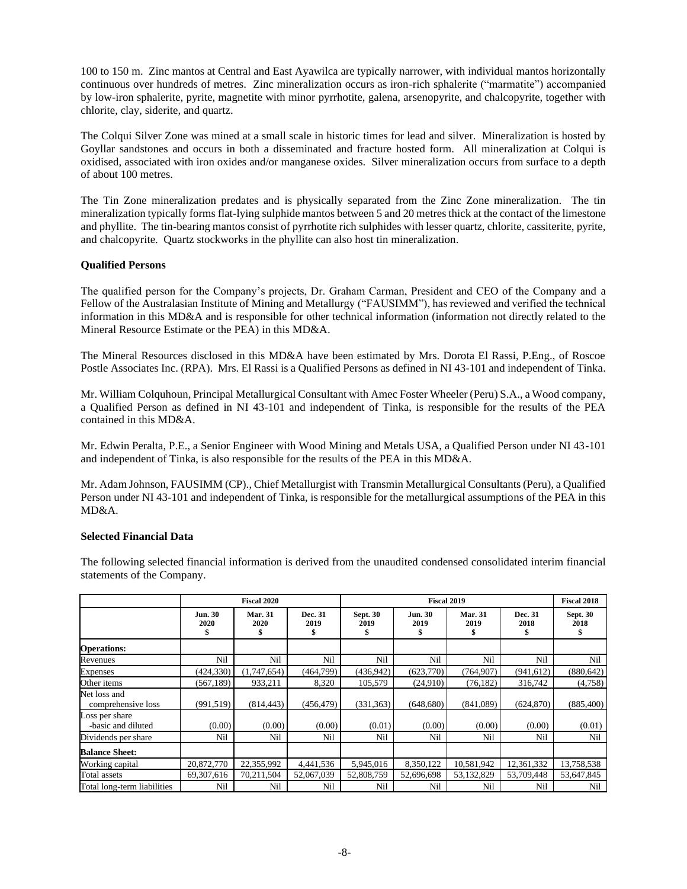100 to 150 m. Zinc mantos at Central and East Ayawilca are typically narrower, with individual mantos horizontally continuous over hundreds of metres. Zinc mineralization occurs as iron-rich sphalerite ("marmatite") accompanied by low-iron sphalerite, pyrite, magnetite with minor pyrrhotite, galena, arsenopyrite, and chalcopyrite, together with chlorite, clay, siderite, and quartz.

The Colqui Silver Zone was mined at a small scale in historic times for lead and silver. Mineralization is hosted by Goyllar sandstones and occurs in both a disseminated and fracture hosted form. All mineralization at Colqui is oxidised, associated with iron oxides and/or manganese oxides. Silver mineralization occurs from surface to a depth of about 100 metres.

The Tin Zone mineralization predates and is physically separated from the Zinc Zone mineralization. The tin mineralization typically forms flat-lying sulphide mantos between 5 and 20 metres thick at the contact of the limestone and phyllite. The tin-bearing mantos consist of pyrrhotite rich sulphides with lesser quartz, chlorite, cassiterite, pyrite, and chalcopyrite. Quartz stockworks in the phyllite can also host tin mineralization.

**Qualified Persons**

The qualified person for the Company's projects, Dr. Graham Carman, President and CEO of the Company and a Fellow of the Australasian Institute of Mining and Metallurgy ("FAUSIMM"), has reviewed and verified the technical information in this MD&A and is responsible for other technical information (information not directly related to the Mineral Resource Estimate or the PEA) in this MD&A.

The Mineral Resources disclosed in this MD&A have been estimated by Mrs. Dorota El Rassi, P.Eng., of Roscoe Postle Associates Inc. (RPA). Mrs. El Rassi is a Qualified Persons as defined in NI 43-101 and independent of Tinka.

Mr. William Colquhoun, Principal Metallurgical Consultant with Amec Foster Wheeler (Peru) S.A., a Wood company, a Qualified Person as defined in NI 43-101 and independent of Tinka, is responsible for the results of the PEA contained in this MD&A.

Mr. Edwin Peralta, P.E., a Senior Engineer with Wood Mining and Metals USA, a Qualified Person under NI 43-101 and independent of Tinka, is also responsible for the results of the PEA in this MD&A.

Mr. Adam Johnson, FAUSIMM (CP)., Chief Metallurgist with Transmin Metallurgical Consultants (Peru), a Qualified Person under NI 43-101 and independent of Tinka, is responsible for the metallurgical assumptions of the PEA in this MD&A.

**Selected Financial Data**

The following selected financial information is derived from the unaudited condensed consolidated interim financial statements of the Company.

| | Fiscal 2020 | | | Fiscal 2019 | | | | Fiscal 2018 |
|---|---|---|---|---|---|---|---|---|
| | Jun. 30 2020 $ | Mar. 31 2020 $ | Dec. 31 2019 $ | Sept. 30 2019 $ | Jun. 30 2019 $ | Mar. 31 2019 $ | Dec. 31 2018 $ | Sept. 30 2018 $ |
| **Operations:** | | | | | | | | |
| Revenues | Nil | Nil | Nil | Nil | Nil | Nil | Nil | Nil |
| Expenses | (424,330) | (1,747,654) | (464,799) | (436,942) | (623,770) | (764,907) | (941,612) | (880,642) |
| Other items | (567,189) | 933,211 | 8,320 | 105,579 | (24,910) | (76,182) | 316,742 | (4,758) |
| Net loss and comprehensive loss | (991,519) | (814,443) | (456,479) | (331,363) | (648,680) | (841,089) | (624,870) | (885,400) |
| Loss per share -basic and diluted | (0.00) | (0.00) | (0.00) | (0.01) | (0.00) | (0.00) | (0.00) | (0.01) |
| Dividends per share | Nil | Nil | Nil | Nil | Nil | Nil | Nil | Nil |
| **Balance Sheet:** | | | | | | | | |
| Working capital | 20,872,770 | 22,355,992 | 4,441,536 | 5,945,016 | 8,350,122 | 10,581,942 | 12,361,332 | 13,758,538 |
| Total assets | 69,307,616 | 70,211,504 | 52,067,039 | 52,808,759 | 52,696,698 | 53,132,829 | 53,709,448 | 53,647,845 |
| Total long-term liabilities | Nil | Nil | Nil | Nil | Nil | Nil | Nil | Nil |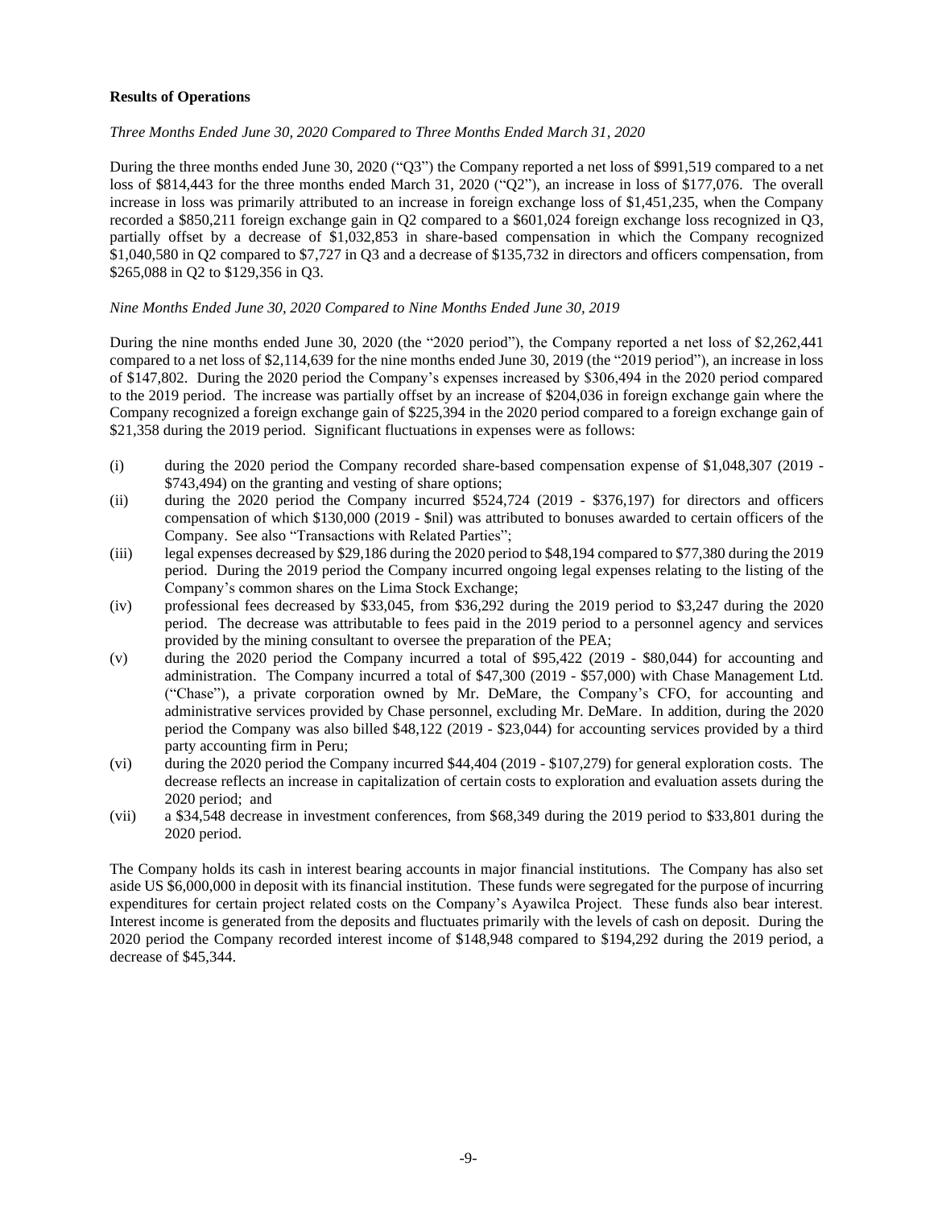**Results of Operations**

*Three Months Ended June 30, 2020 Compared to Three Months Ended March 31, 2020*

During the three months ended June 30, 2020 ("Q3") the Company reported a net loss of $991,519 compared to a net loss of $814,443 for the three months ended March 31, 2020 ("Q2"), an increase in loss of $177,076. The overall increase in loss was primarily attributed to an increase in foreign exchange loss of $1,451,235, when the Company recorded a $850,211 foreign exchange gain in Q2 compared to a $601,024 foreign exchange loss recognized in Q3, partially offset by a decrease of $1,032,853 in share-based compensation in which the Company recognized $1,040,580 in Q2 compared to $7,727 in Q3 and a decrease of $135,732 in directors and officers compensation, from $265,088 in Q2 to $129,356 in Q3.

*Nine Months Ended June 30, 2020 Compared to Nine Months Ended June 30, 2019*

During the nine months ended June 30, 2020 (the "2020 period"), the Company reported a net loss of $2,262,441 compared to a net loss of $2,114,639 for the nine months ended June 30, 2019 (the "2019 period"), an increase in loss of $147,802. During the 2020 period the Company's expenses increased by $306,494 in the 2020 period compared to the 2019 period. The increase was partially offset by an increase of $204,036 in foreign exchange gain where the Company recognized a foreign exchange gain of $225,394 in the 2020 period compared to a foreign exchange gain of $21,358 during the 2019 period. Significant fluctuations in expenses were as follows:

(i) during the 2020 period the Company recorded share-based compensation expense of $1,048,307 (2019 - $743,494) on the granting and vesting of share options;

(ii) during the 2020 period the Company incurred $524,724 (2019 - $376,197) for directors and officers compensation of which $130,000 (2019 - $nil) was attributed to bonuses awarded to certain officers of the Company. See also "Transactions with Related Parties";

(iii) legal expenses decreased by $29,186 during the 2020 period to $48,194 compared to $77,380 during the 2019 period. During the 2019 period the Company incurred ongoing legal expenses relating to the listing of the Company's common shares on the Lima Stock Exchange;

(iv) professional fees decreased by $33,045, from $36,292 during the 2019 period to $3,247 during the 2020 period. The decrease was attributable to fees paid in the 2019 period to a personnel agency and services provided by the mining consultant to oversee the preparation of the PEA;

(v) during the 2020 period the Company incurred a total of $95,422 (2019 - $80,044) for accounting and administration. The Company incurred a total of $47,300 (2019 - $57,000) with Chase Management Ltd. ("Chase"), a private corporation owned by Mr. DeMare, the Company's CFO, for accounting and administrative services provided by Chase personnel, excluding Mr. DeMare. In addition, during the 2020 period the Company was also billed $48,122 (2019 - $23,044) for accounting services provided by a third party accounting firm in Peru;

(vi) during the 2020 period the Company incurred $44,404 (2019 - $107,279) for general exploration costs. The decrease reflects an increase in capitalization of certain costs to exploration and evaluation assets during the 2020 period; and

(vii) a $34,548 decrease in investment conferences, from $68,349 during the 2019 period to $33,801 during the 2020 period.

The Company holds its cash in interest bearing accounts in major financial institutions. The Company has also set aside US $6,000,000 in deposit with its financial institution. These funds were segregated for the purpose of incurring expenditures for certain project related costs on the Company's Ayawilca Project. These funds also bear interest. Interest income is generated from the deposits and fluctuates primarily with the levels of cash on deposit. During the 2020 period the Company recorded interest income of $148,948 compared to $194,292 during the 2019 period, a decrease of $45,344.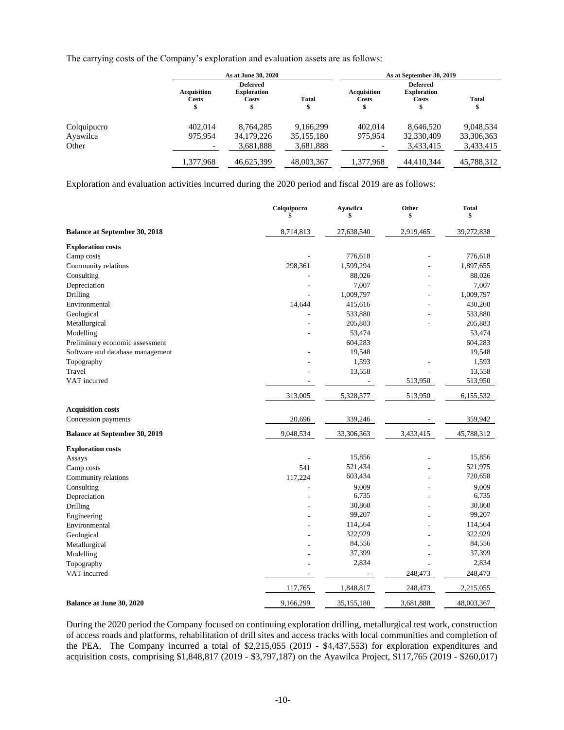The carrying costs of the Company's exploration and evaluation assets are as follows:

| | As at June 30, 2020 | | | As at September 30, 2019 | | |
|---|---|---|---|---|---|---|
| | Acquisition Costs $ | Deferred Exploration Costs $ | Total $ | Acquisition Costs $ | Deferred Exploration Costs $ | Total $ |
| Colquipucro | 402,014 | 8,764,285 | 9,166,299 | 402,014 | 8,646,520 | 9,048,534 |
| Ayawilca | 975,954 | 34,179,226 | 35,155,180 | 975,954 | 32,330,409 | 33,306,363 |
| Other | - | 3,681,888 | 3,681,888 | - | 3,433,415 | 3,433,415 |
| | 1,377,968 | 46,625,399 | 48,003,367 | 1,377,968 | 44,410,344 | 45,788,312 |

Exploration and evaluation activities incurred during the 2020 period and fiscal 2019 are as follows:

| | Colquipucro $ | Ayawilca $ | Other $ | Total $ |
|---|---|---|---|---|
| **Balance at September 30, 2018** | 8,714,813 | 27,638,540 | 2,919,465 | 39,272,838 |
| **Exploration costs** | | | | |
| Camp costs | - | 776,618 | - | 776,618 |
| Community relations | 298,361 | 1,599,294 | - | 1,897,655 |
| Consulting | - | 88,026 | - | 88,026 |
| Depreciation | - | 7,007 | - | 7,007 |
| Drilling | - | 1,009,797 | - | 1,009,797 |
| Environmental | 14,644 | 415,616 | - | 430,260 |
| Geological | - | 533,880 | - | 533,880 |
| Metallurgical | - | 205,883 | - | 205,883 |
| Modelling | - | 53,474 | | 53,474 |
| Preliminary economic assessment | | 604,283 | | 604,283 |
| Software and database management | - | 19,548 | | 19,548 |
| Topography | - | 1,593 | - | 1,593 |
| Travel | - | 13,558 | - | 13,558 |
| VAT incurred | - | - | 513,950 | 513,950 |
| | 313,005 | 5,328,577 | 513,950 | 6,155,532 |
| **Acquisition costs** | | | | |
| Concession payments | 20,696 | 339,246 | - | 359,942 |
| **Balance at September 30, 2019** | 9,048,534 | 33,306,363 | 3,433,415 | 45,788,312 |
| **Exploration costs** | | | | |
| Assays | - | 15,856 | - | 15,856 |
| Camp costs | 541 | 521,434 | - | 521,975 |
| Community relations | 117,224 | 603,434 | - | 720,658 |
| Consulting | - | 9,009 | - | 9,009 |
| Depreciation | - | 6,735 | - | 6,735 |
| Drilling | - | 30,860 | - | 30,860 |
| Engineering | - | 99,207 | - | 99,207 |
| Environmental | - | 114,564 | - | 114,564 |
| Geological | - | 322,929 | - | 322,929 |
| Metallurgical | - | 84,556 | - | 84,556 |
| Modelling | - | 37,399 | - | 37,399 |
| Topography | - | 2,834 | - | 2,834 |
| VAT incurred | - | - | 248,473 | 248,473 |
| | 117,765 | 1,848,817 | 248,473 | 2,215,055 |
| **Balance at June 30, 2020** | 9,166,299 | 35,155,180 | 3,681,888 | 48,003,367 |

During the 2020 period the Company focused on continuing exploration drilling, metallurgical test work, construction of access roads and platforms, rehabilitation of drill sites and access tracks with local communities and completion of the PEA. The Company incurred a total of $2,215,055 (2019 - $4,437,553) for exploration expenditures and acquisition costs, comprising $1,848,817 (2019 - $3,797,187) on the Ayawilca Project, $117,765 (2019 - $260,017)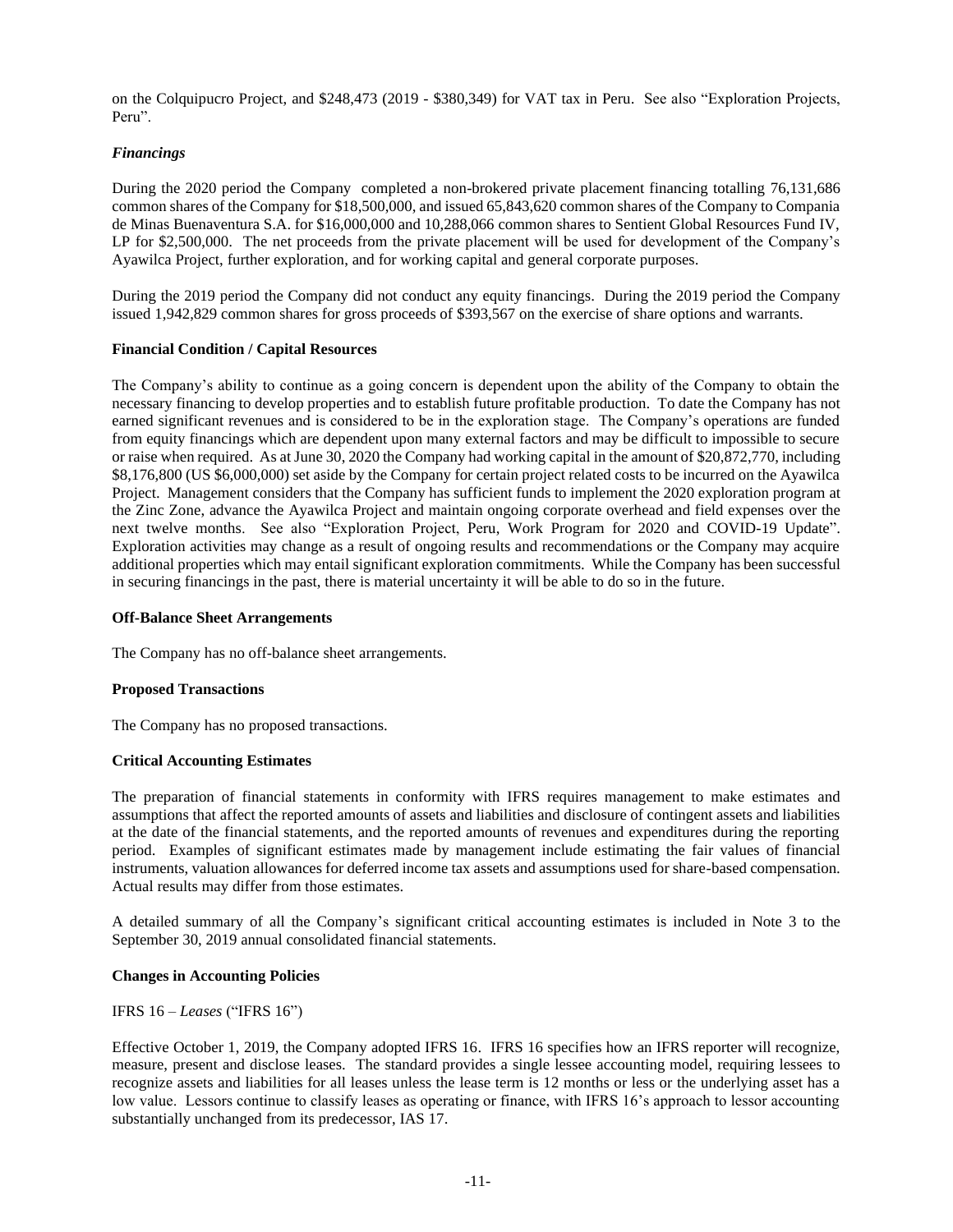on the Colquipucro Project, and $248,473 (2019 - $380,349) for VAT tax in Peru. See also "Exploration Projects, Peru".

### *Financings*

During the 2020 period the Company completed a non-brokered private placement financing totalling 76,131,686 common shares of the Company for $18,500,000, and issued 65,843,620 common shares of the Company to Compania de Minas Buenaventura S.A. for $16,000,000 and 10,288,066 common shares to Sentient Global Resources Fund IV, LP for $2,500,000. The net proceeds from the private placement will be used for development of the Company's Ayawilca Project, further exploration, and for working capital and general corporate purposes.

During the 2019 period the Company did not conduct any equity financings. During the 2019 period the Company issued 1,942,829 common shares for gross proceeds of $393,567 on the exercise of share options and warrants.

### Financial Condition / Capital Resources

The Company's ability to continue as a going concern is dependent upon the ability of the Company to obtain the necessary financing to develop properties and to establish future profitable production. To date the Company has not earned significant revenues and is considered to be in the exploration stage. The Company's operations are funded from equity financings which are dependent upon many external factors and may be difficult to impossible to secure or raise when required. As at June 30, 2020 the Company had working capital in the amount of $20,872,770, including $8,176,800 (US $6,000,000) set aside by the Company for certain project related costs to be incurred on the Ayawilca Project. Management considers that the Company has sufficient funds to implement the 2020 exploration program at the Zinc Zone, advance the Ayawilca Project and maintain ongoing corporate overhead and field expenses over the next twelve months. See also "Exploration Project, Peru, Work Program for 2020 and COVID-19 Update". Exploration activities may change as a result of ongoing results and recommendations or the Company may acquire additional properties which may entail significant exploration commitments. While the Company has been successful in securing financings in the past, there is material uncertainty it will be able to do so in the future.

### Off-Balance Sheet Arrangements

The Company has no off-balance sheet arrangements.

### Proposed Transactions

The Company has no proposed transactions.

### Critical Accounting Estimates

The preparation of financial statements in conformity with IFRS requires management to make estimates and assumptions that affect the reported amounts of assets and liabilities and disclosure of contingent assets and liabilities at the date of the financial statements, and the reported amounts of revenues and expenditures during the reporting period. Examples of significant estimates made by management include estimating the fair values of financial instruments, valuation allowances for deferred income tax assets and assumptions used for share-based compensation. Actual results may differ from those estimates.

A detailed summary of all the Company's significant critical accounting estimates is included in Note 3 to the September 30, 2019 annual consolidated financial statements.

### Changes in Accounting Policies

IFRS 16 – *Leases* ("IFRS 16")

Effective October 1, 2019, the Company adopted IFRS 16. IFRS 16 specifies how an IFRS reporter will recognize, measure, present and disclose leases. The standard provides a single lessee accounting model, requiring lessees to recognize assets and liabilities for all leases unless the lease term is 12 months or less or the underlying asset has a low value. Lessors continue to classify leases as operating or finance, with IFRS 16's approach to lessor accounting substantially unchanged from its predecessor, IAS 17.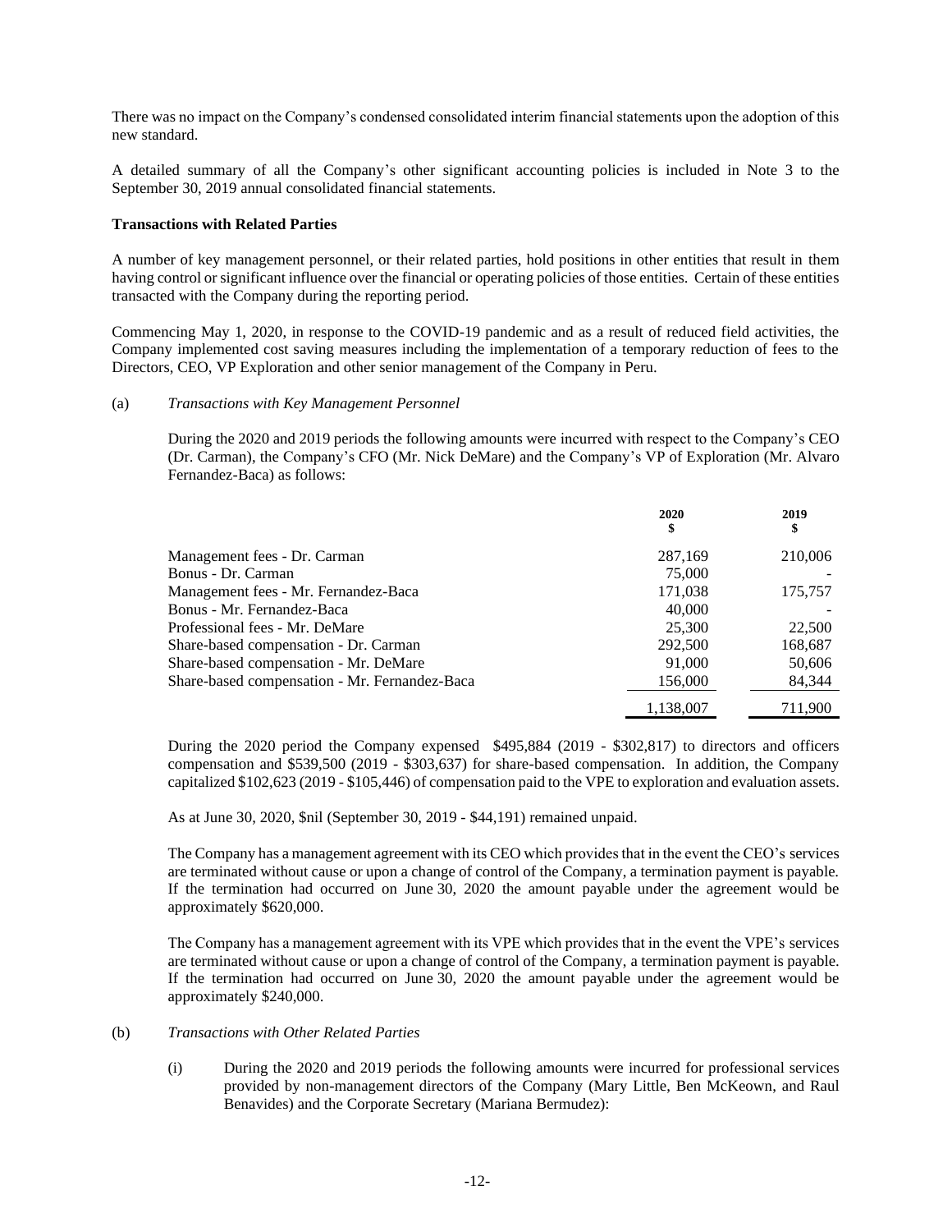There was no impact on the Company's condensed consolidated interim financial statements upon the adoption of this new standard.

A detailed summary of all the Company's other significant accounting policies is included in Note 3 to the September 30, 2019 annual consolidated financial statements.

**Transactions with Related Parties**

A number of key management personnel, or their related parties, hold positions in other entities that result in them having control or significant influence over the financial or operating policies of those entities. Certain of these entities transacted with the Company during the reporting period.

Commencing May 1, 2020, in response to the COVID-19 pandemic and as a result of reduced field activities, the Company implemented cost saving measures including the implementation of a temporary reduction of fees to the Directors, CEO, VP Exploration and other senior management of the Company in Peru.

(a) *Transactions with Key Management Personnel*

During the 2020 and 2019 periods the following amounts were incurred with respect to the Company's CEO (Dr. Carman), the Company's CFO (Mr. Nick DeMare) and the Company's VP of Exploration (Mr. Alvaro Fernandez-Baca) as follows:

| | 2020<br>$ | 2019<br>$ |
|---|---|---|
| Management fees - Dr. Carman | 287,169 | 210,006 |
| Bonus - Dr. Carman | 75,000 | - |
| Management fees - Mr. Fernandez-Baca | 171,038 | 175,757 |
| Bonus - Mr. Fernandez-Baca | 40,000 | - |
| Professional fees - Mr. DeMare | 25,300 | 22,500 |
| Share-based compensation - Dr. Carman | 292,500 | 168,687 |
| Share-based compensation - Mr. DeMare | 91,000 | 50,606 |
| Share-based compensation - Mr. Fernandez-Baca | 156,000 | 84,344 |
| | 1,138,007 | 711,900 |

During the 2020 period the Company expensed $495,884 (2019 - $302,817) to directors and officers compensation and $539,500 (2019 - $303,637) for share-based compensation. In addition, the Company capitalized $102,623 (2019 - $105,446) of compensation paid to the VPE to exploration and evaluation assets.

As at June 30, 2020, $nil (September 30, 2019 - $44,191) remained unpaid.

The Company has a management agreement with its CEO which provides that in the event the CEO's services are terminated without cause or upon a change of control of the Company, a termination payment is payable. If the termination had occurred on June 30, 2020 the amount payable under the agreement would be approximately $620,000.

The Company has a management agreement with its VPE which provides that in the event the VPE's services are terminated without cause or upon a change of control of the Company, a termination payment is payable. If the termination had occurred on June 30, 2020 the amount payable under the agreement would be approximately $240,000.

(b) *Transactions with Other Related Parties*

(i) During the 2020 and 2019 periods the following amounts were incurred for professional services provided by non-management directors of the Company (Mary Little, Ben McKeown, and Raul Benavides) and the Corporate Secretary (Mariana Bermudez):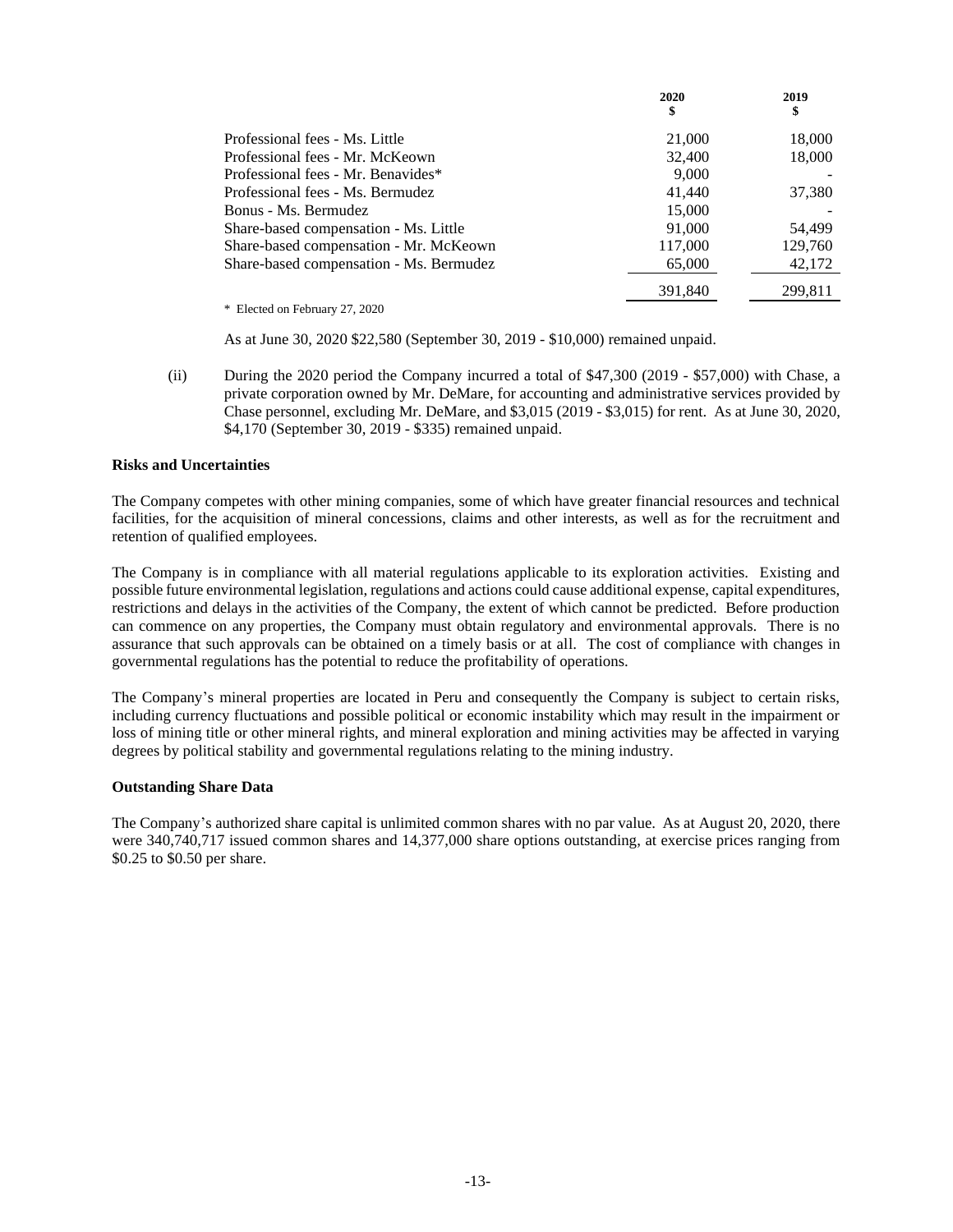| | 2020<br>$ | 2019<br>$ |
|---|---|---|
| Professional fees - Ms. Little | 21,000 | 18,000 |
| Professional fees - Mr. McKeown | 32,400 | 18,000 |
| Professional fees - Mr. Benavides* | 9,000 | - |
| Professional fees - Ms. Bermudez | 41,440 | 37,380 |
| Bonus - Ms. Bermudez | 15,000 | - |
| Share-based compensation - Ms. Little | 91,000 | 54,499 |
| Share-based compensation - Mr. McKeown | 117,000 | 129,760 |
| Share-based compensation - Ms. Bermudez | 65,000 | 42,172 |
| | 391,840 | 299,811 |

\* Elected on February 27, 2020

As at June 30, 2020 $22,580 (September 30, 2019 - $10,000) remained unpaid.

(ii) During the 2020 period the Company incurred a total of $47,300 (2019 - $57,000) with Chase, a private corporation owned by Mr. DeMare, for accounting and administrative services provided by Chase personnel, excluding Mr. DeMare, and $3,015 (2019 - $3,015) for rent. As at June 30, 2020, $4,170 (September 30, 2019 - $335) remained unpaid.

**Risks and Uncertainties**

The Company competes with other mining companies, some of which have greater financial resources and technical facilities, for the acquisition of mineral concessions, claims and other interests, as well as for the recruitment and retention of qualified employees.

The Company is in compliance with all material regulations applicable to its exploration activities. Existing and possible future environmental legislation, regulations and actions could cause additional expense, capital expenditures, restrictions and delays in the activities of the Company, the extent of which cannot be predicted. Before production can commence on any properties, the Company must obtain regulatory and environmental approvals. There is no assurance that such approvals can be obtained on a timely basis or at all. The cost of compliance with changes in governmental regulations has the potential to reduce the profitability of operations.

The Company's mineral properties are located in Peru and consequently the Company is subject to certain risks, including currency fluctuations and possible political or economic instability which may result in the impairment or loss of mining title or other mineral rights, and mineral exploration and mining activities may be affected in varying degrees by political stability and governmental regulations relating to the mining industry.

**Outstanding Share Data**

The Company's authorized share capital is unlimited common shares with no par value. As at August 20, 2020, there were 340,740,717 issued common shares and 14,377,000 share options outstanding, at exercise prices ranging from $0.25 to $0.50 per share.